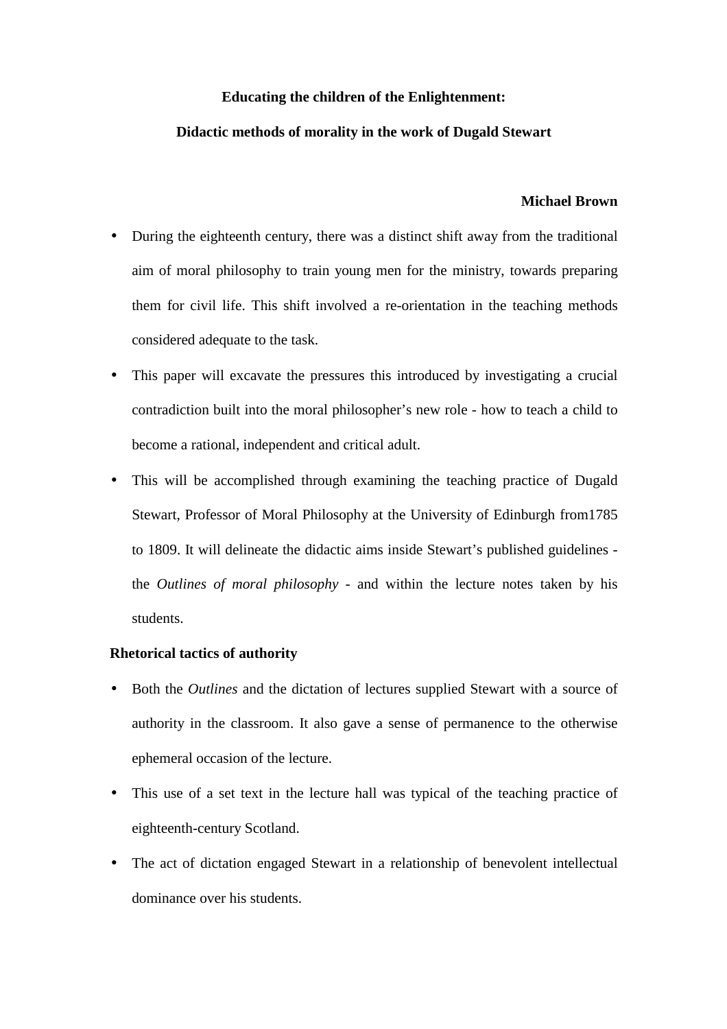**Educating the children of the Enlightenment:**

**Didactic methods of morality in the work of Dugald Stewart**

**Michael Brown**

- During the eighteenth century, there was a distinct shift away from the traditional aim of moral philosophy to train young men for the ministry, towards preparing them for civil life. This shift involved a re-orientation in the teaching methods considered adequate to the task.
- This paper will excavate the pressures this introduced by investigating a crucial contradiction built into the moral philosopher's new role - how to teach a child to become a rational, independent and critical adult.
- This will be accomplished through examining the teaching practice of Dugald Stewart, Professor of Moral Philosophy at the University of Edinburgh from1785 to 1809. It will delineate the didactic aims inside Stewart's published guidelines - the *Outlines of moral philosophy* - and within the lecture notes taken by his students.

**Rhetorical tactics of authority**

- Both the *Outlines* and the dictation of lectures supplied Stewart with a source of authority in the classroom. It also gave a sense of permanence to the otherwise ephemeral occasion of the lecture.
- This use of a set text in the lecture hall was typical of the teaching practice of eighteenth-century Scotland.
- The act of dictation engaged Stewart in a relationship of benevolent intellectual dominance over his students.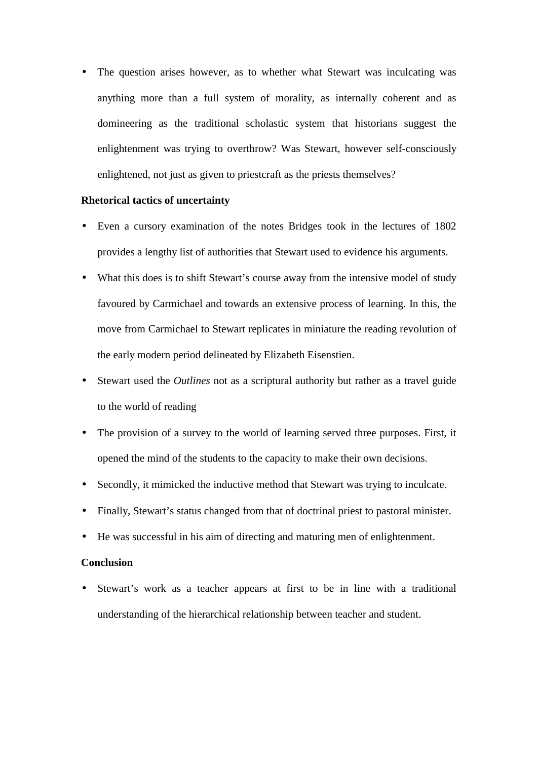- The question arises however, as to whether what Stewart was inculcating was anything more than a full system of morality, as internally coherent and as domineering as the traditional scholastic system that historians suggest the enlightenment was trying to overthrow? Was Stewart, however self-consciously enlightened, not just as given to priestcraft as the priests themselves?

**Rhetorical tactics of uncertainty**

- Even a cursory examination of the notes Bridges took in the lectures of 1802 provides a lengthy list of authorities that Stewart used to evidence his arguments.
- What this does is to shift Stewart's course away from the intensive model of study favoured by Carmichael and towards an extensive process of learning. In this, the move from Carmichael to Stewart replicates in miniature the reading revolution of the early modern period delineated by Elizabeth Eisenstien.
- Stewart used the *Outlines* not as a scriptural authority but rather as a travel guide to the world of reading
- The provision of a survey to the world of learning served three purposes. First, it opened the mind of the students to the capacity to make their own decisions.
- Secondly, it mimicked the inductive method that Stewart was trying to inculcate.
- Finally, Stewart's status changed from that of doctrinal priest to pastoral minister.
- He was successful in his aim of directing and maturing men of enlightenment.

**Conclusion**

- Stewart's work as a teacher appears at first to be in line with a traditional understanding of the hierarchical relationship between teacher and student.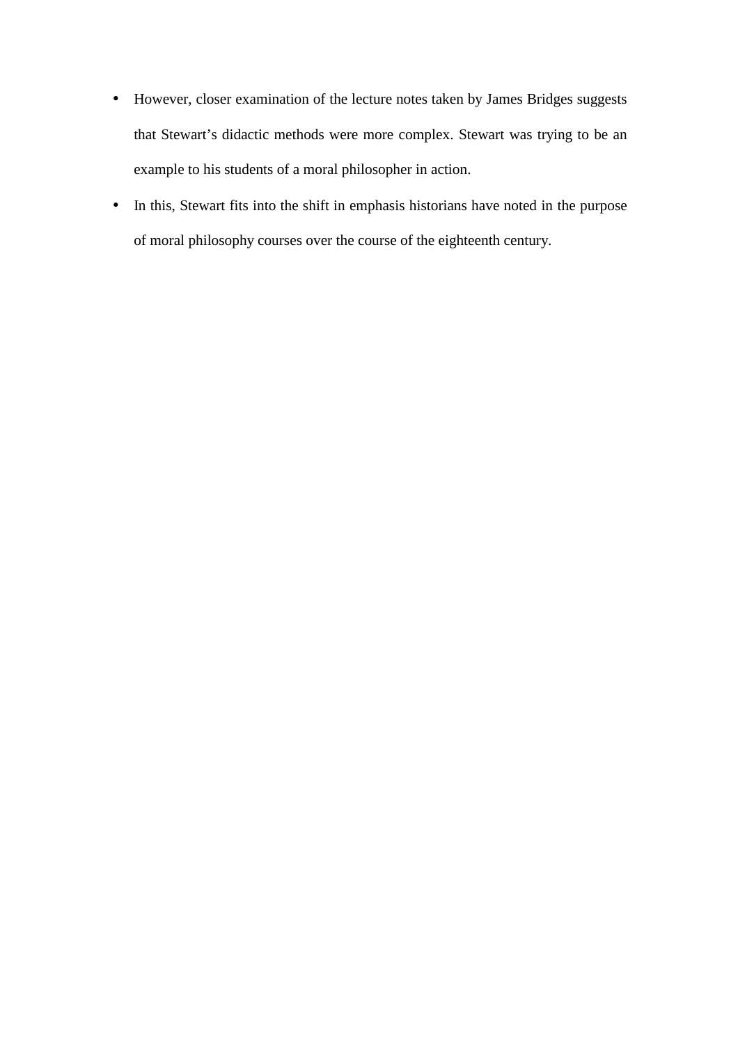- However, closer examination of the lecture notes taken by James Bridges suggests that Stewart's didactic methods were more complex. Stewart was trying to be an example to his students of a moral philosopher in action.
- In this, Stewart fits into the shift in emphasis historians have noted in the purpose of moral philosophy courses over the course of the eighteenth century.